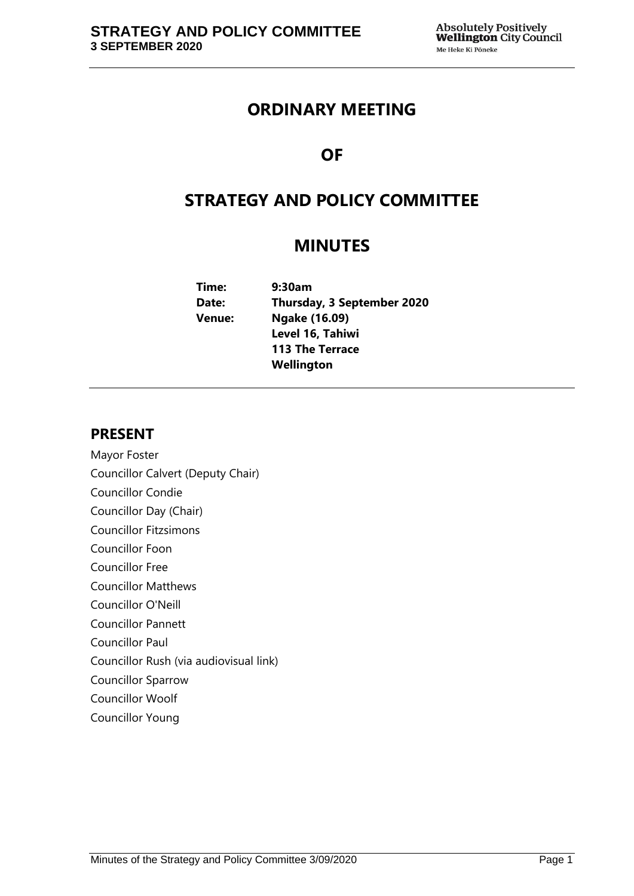# ORDINARY MEETING

# OF

# STRATEGY AND POLICY COMMITTEE

# MINUTES

**Time:** 9:30am
**Date:** Thursday, 3 September 2020
**Venue:** Ngake (16.09)
Level 16, Tahiwi
113 The Terrace
Wellington

## PRESENT

Mayor Foster
Councillor Calvert (Deputy Chair)
Councillor Condie
Councillor Day (Chair)
Councillor Fitzsimons
Councillor Foon
Councillor Free
Councillor Matthews
Councillor O'Neill
Councillor Pannett
Councillor Paul
Councillor Rush (via audiovisual link)
Councillor Sparrow
Councillor Woolf
Councillor Young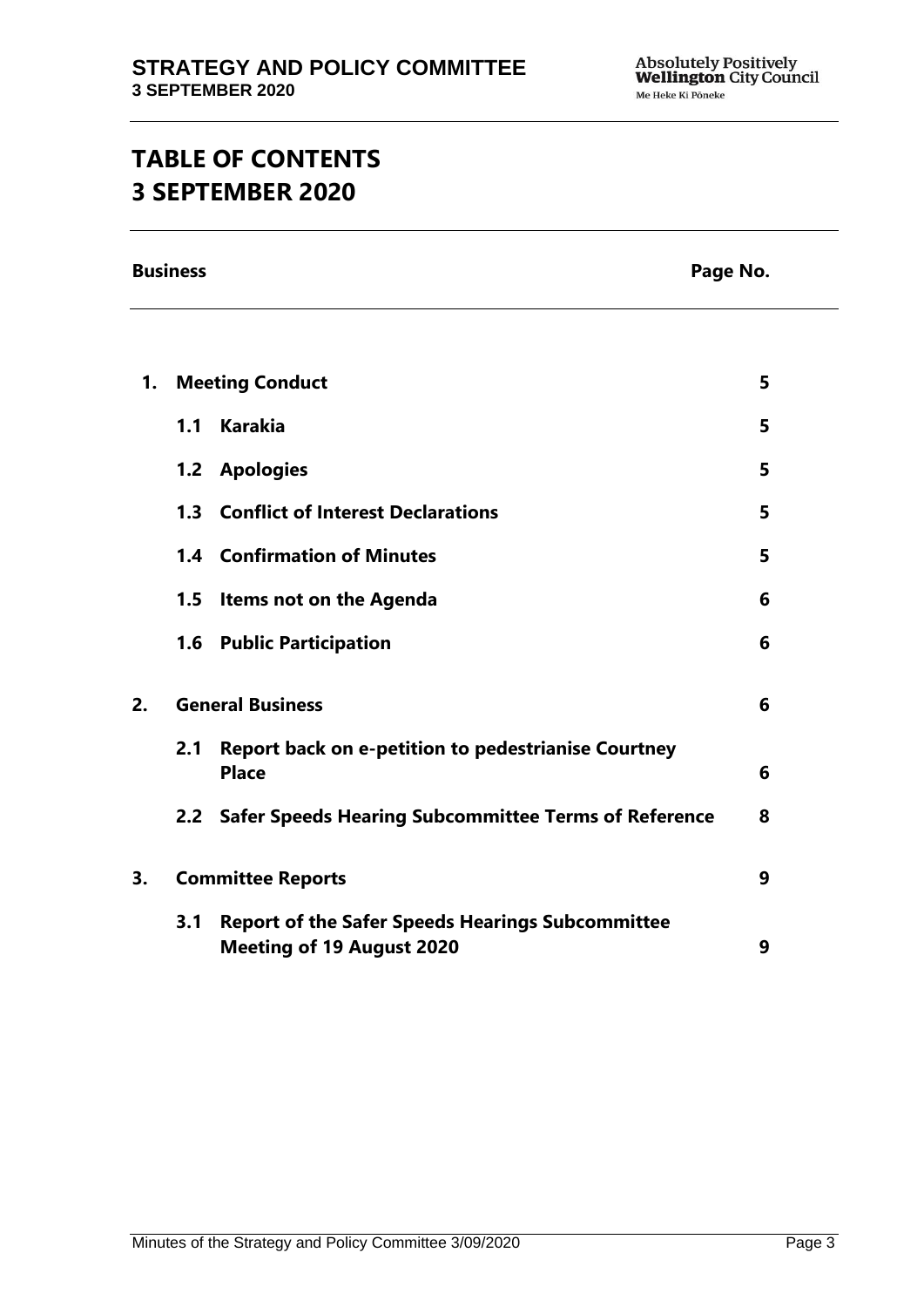# TABLE OF CONTENTS
# 3 SEPTEMBER 2020

| Business | | | Page No. |
|---|---|---|---|
| **1.** | **Meeting Conduct** | | **5** |
| | **1.1** | **Karakia** | **5** |
| | **1.2** | **Apologies** | **5** |
| | **1.3** | **Conflict of Interest Declarations** | **5** |
| | **1.4** | **Confirmation of Minutes** | **5** |
| | **1.5** | **Items not on the Agenda** | **6** |
| | **1.6** | **Public Participation** | **6** |
| **2.** | **General Business** | | **6** |
| | **2.1** | **Report back on e-petition to pedestrianise Courtney Place** | **6** |
| | **2.2** | **Safer Speeds Hearing Subcommittee Terms of Reference** | **8** |
| **3.** | **Committee Reports** | | **9** |
| | **3.1** | **Report of the Safer Speeds Hearings Subcommittee Meeting of 19 August 2020** | **9** |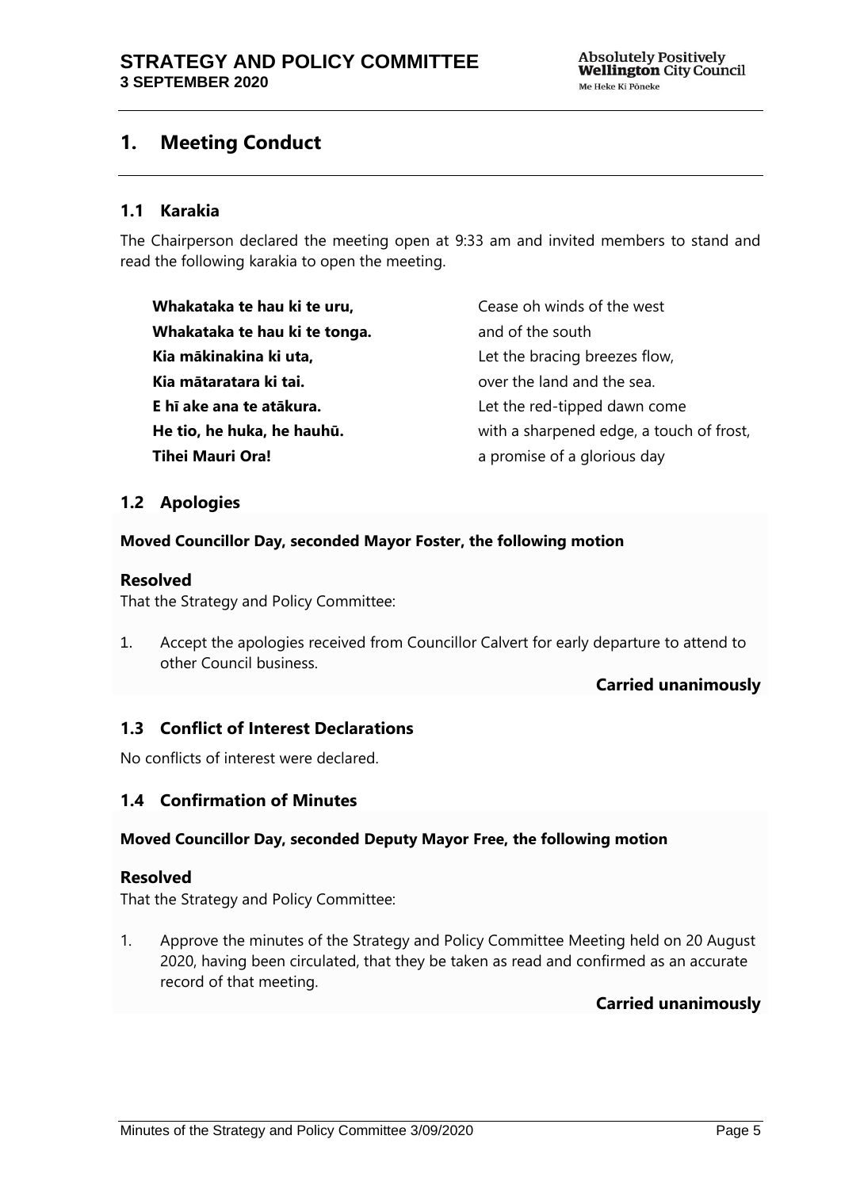# 1. Meeting Conduct

## 1.1 Karakia

The Chairperson declared the meeting open at 9:33 am and invited members to stand and read the following karakia to open the meeting.

| | |
|---|---|
| **Whakataka te hau ki te uru,** | Cease oh winds of the west |
| **Whakataka te hau ki te tonga.** | and of the south |
| **Kia mākinakina ki uta,** | Let the bracing breezes flow, |
| **Kia mātaratara ki tai.** | over the land and the sea. |
| **E hī ake ana te atākura.** | Let the red-tipped dawn come |
| **He tio, he huka, he hauhū.** | with a sharpened edge, a touch of frost, |
| **Tihei Mauri Ora!** | a promise of a glorious day |

## 1.2 Apologies

**Moved Councillor Day, seconded Mayor Foster, the following motion**

### Resolved

That the Strategy and Policy Committee:

1. Accept the apologies received from Councillor Calvert for early departure to attend to other Council business.

**Carried unanimously**

## 1.3 Conflict of Interest Declarations

No conflicts of interest were declared.

## 1.4 Confirmation of Minutes

**Moved Councillor Day, seconded Deputy Mayor Free, the following motion**

### Resolved

That the Strategy and Policy Committee:

1. Approve the minutes of the Strategy and Policy Committee Meeting held on 20 August 2020, having been circulated, that they be taken as read and confirmed as an accurate record of that meeting.

**Carried unanimously**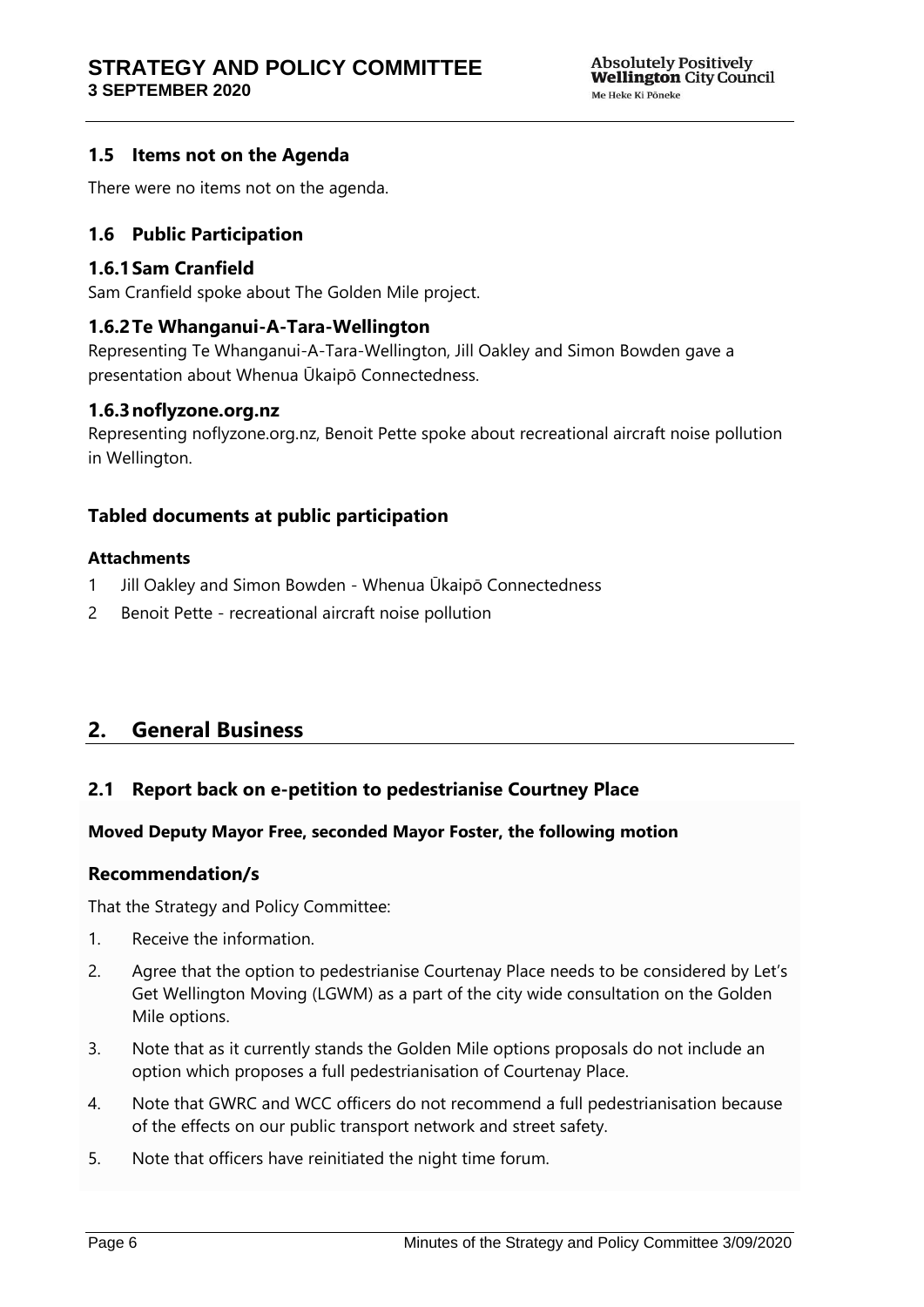### 1.5 Items not on the Agenda

There were no items not on the agenda.

### 1.6 Public Participation

#### 1.6.1 Sam Cranfield

Sam Cranfield spoke about The Golden Mile project.

#### 1.6.2 Te Whanganui-A-Tara-Wellington

Representing Te Whanganui-A-Tara-Wellington, Jill Oakley and Simon Bowden gave a presentation about Whenua Ūkaipō Connectedness.

#### 1.6.3 noflyzone.org.nz

Representing noflyzone.org.nz, Benoit Pette spoke about recreational aircraft noise pollution in Wellington.

### Tabled documents at public participation

**Attachments**

1 Jill Oakley and Simon Bowden - Whenua Ūkaipō Connectedness

2 Benoit Pette - recreational aircraft noise pollution

## 2. General Business

### 2.1 Report back on e-petition to pedestrianise Courtney Place

**Moved Deputy Mayor Free, seconded Mayor Foster, the following motion**

#### Recommendation/s

That the Strategy and Policy Committee:

1. Receive the information.
2. Agree that the option to pedestrianise Courtenay Place needs to be considered by Let's Get Wellington Moving (LGWM) as a part of the city wide consultation on the Golden Mile options.
3. Note that as it currently stands the Golden Mile options proposals do not include an option which proposes a full pedestrianisation of Courtenay Place.
4. Note that GWRC and WCC officers do not recommend a full pedestrianisation because of the effects on our public transport network and street safety.
5. Note that officers have reinitiated the night time forum.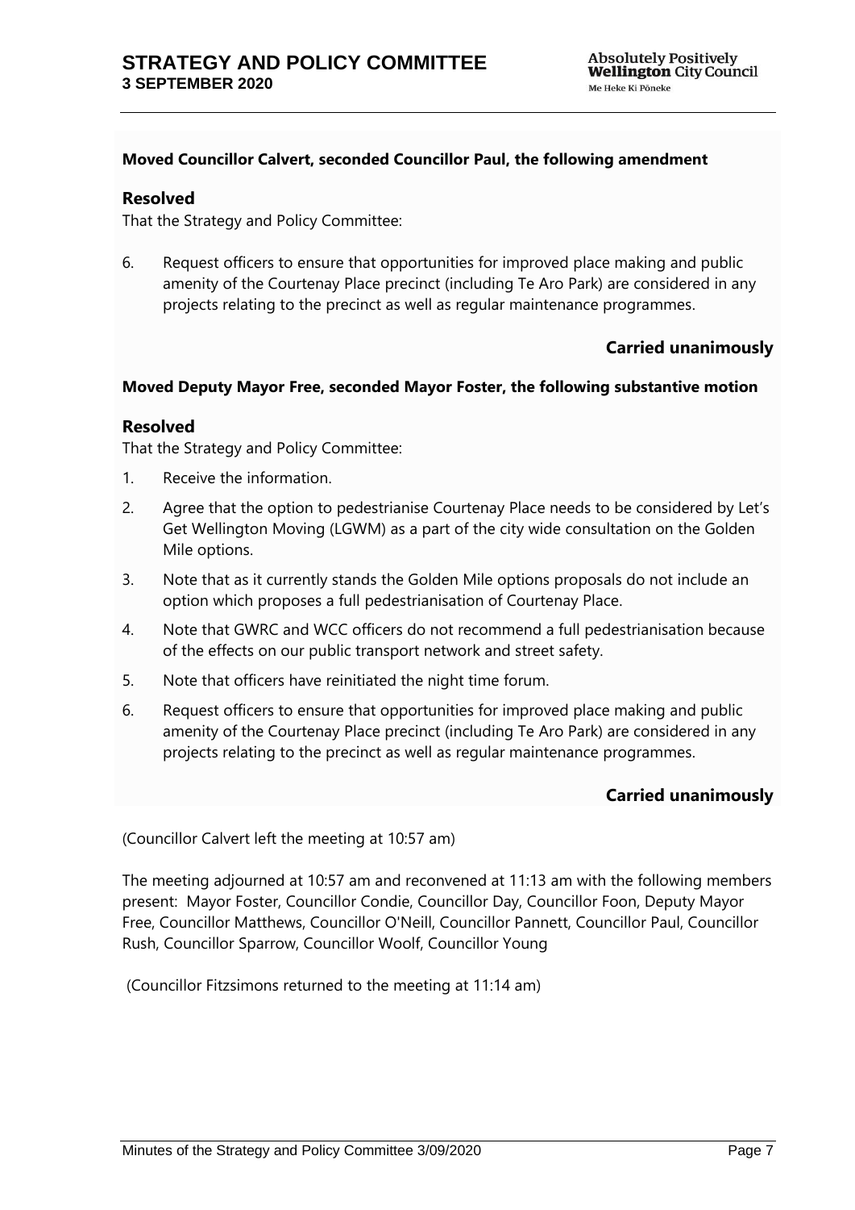**Moved Councillor Calvert, seconded Councillor Paul, the following amendment**

### Resolved

That the Strategy and Policy Committee:

6. Request officers to ensure that opportunities for improved place making and public amenity of the Courtenay Place precinct (including Te Aro Park) are considered in any projects relating to the precinct as well as regular maintenance programmes.

**Carried unanimously**

**Moved Deputy Mayor Free, seconded Mayor Foster, the following substantive motion**

### Resolved

That the Strategy and Policy Committee:

1. Receive the information.
2. Agree that the option to pedestrianise Courtenay Place needs to be considered by Let's Get Wellington Moving (LGWM) as a part of the city wide consultation on the Golden Mile options.
3. Note that as it currently stands the Golden Mile options proposals do not include an option which proposes a full pedestrianisation of Courtenay Place.
4. Note that GWRC and WCC officers do not recommend a full pedestrianisation because of the effects on our public transport network and street safety.
5. Note that officers have reinitiated the night time forum.
6. Request officers to ensure that opportunities for improved place making and public amenity of the Courtenay Place precinct (including Te Aro Park) are considered in any projects relating to the precinct as well as regular maintenance programmes.

**Carried unanimously**

(Councillor Calvert left the meeting at 10:57 am)

The meeting adjourned at 10:57 am and reconvened at 11:13 am with the following members present: Mayor Foster, Councillor Condie, Councillor Day, Councillor Foon, Deputy Mayor Free, Councillor Matthews, Councillor O'Neill, Councillor Pannett, Councillor Paul, Councillor Rush, Councillor Sparrow, Councillor Woolf, Councillor Young

(Councillor Fitzsimons returned to the meeting at 11:14 am)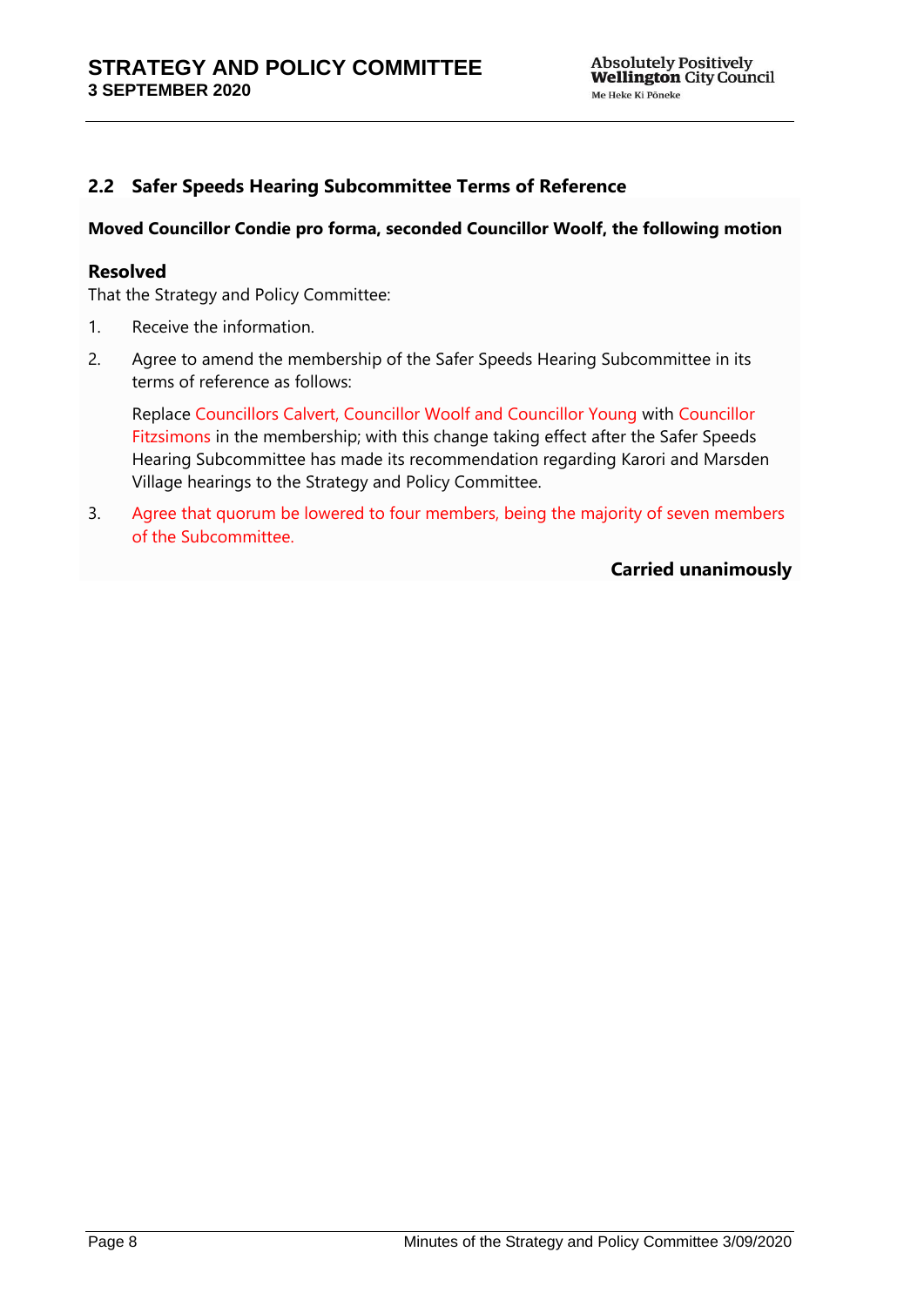### 2.2 Safer Speeds Hearing Subcommittee Terms of Reference

**Moved Councillor Condie pro forma, seconded Councillor Woolf, the following motion**

**Resolved**

That the Strategy and Policy Committee:

1. Receive the information.
2. Agree to amend the membership of the Safer Speeds Hearing Subcommittee in its terms of reference as follows:

   Replace Councillors Calvert, Councillor Woolf and Councillor Young with Councillor Fitzsimons in the membership; with this change taking effect after the Safer Speeds Hearing Subcommittee has made its recommendation regarding Karori and Marsden Village hearings to the Strategy and Policy Committee.

3. Agree that quorum be lowered to four members, being the majority of seven members of the Subcommittee.

**Carried unanimously**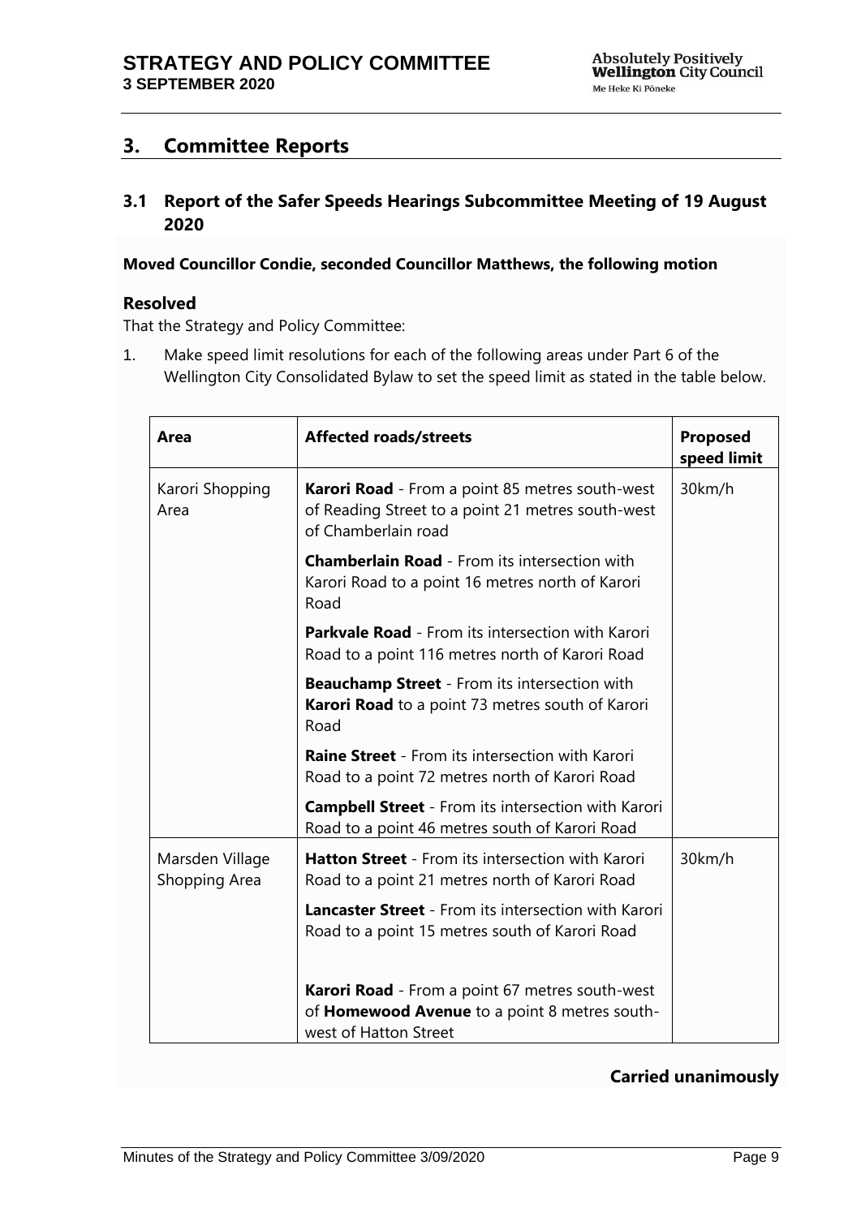## 3. Committee Reports

### 3.1 Report of the Safer Speeds Hearings Subcommittee Meeting of 19 August 2020

**Moved Councillor Condie, seconded Councillor Matthews, the following motion**

**Resolved**

That the Strategy and Policy Committee:

1. Make speed limit resolutions for each of the following areas under Part 6 of the Wellington City Consolidated Bylaw to set the speed limit as stated in the table below.

| Area | Affected roads/streets | Proposed speed limit |
|---|---|---|
| Karori Shopping Area | **Karori Road** - From a point 85 metres south-west of Reading Street to a point 21 metres south-west of Chamberlain road | 30km/h |
| | **Chamberlain Road** - From its intersection with Karori Road to a point 16 metres north of Karori Road | |
| | **Parkvale Road** - From its intersection with Karori Road to a point 116 metres north of Karori Road | |
| | **Beauchamp Street** - From its intersection with **Karori Road** to a point 73 metres south of Karori Road | |
| | **Raine Street** - From its intersection with Karori Road to a point 72 metres north of Karori Road | |
| | **Campbell Street** - From its intersection with Karori Road to a point 46 metres south of Karori Road | |
| Marsden Village Shopping Area | **Hatton Street** - From its intersection with Karori Road to a point 21 metres north of Karori Road | 30km/h |
| | **Lancaster Street** - From its intersection with Karori Road to a point 15 metres south of Karori Road | |
| | **Karori Road** - From a point 67 metres south-west of **Homewood Avenue** to a point 8 metres south-west of Hatton Street | |

**Carried unanimously**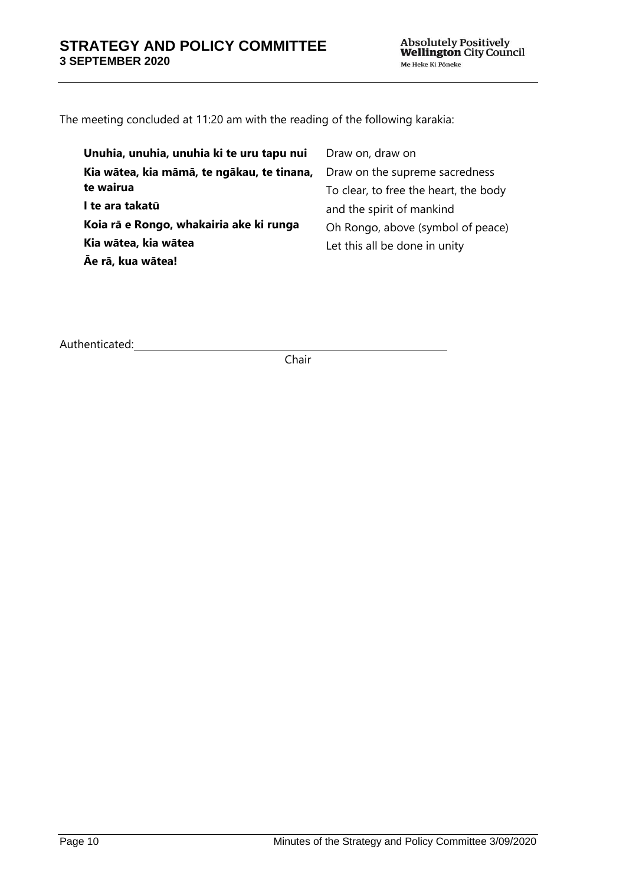The meeting concluded at 11:20 am with the reading of the following karakia:

| | |
|---|---|
| **Unuhia, unuhia, unuhia ki te uru tapu nui** | Draw on, draw on |
| **Kia wātea, kia māmā, te ngākau, te tinana, te wairua** | Draw on the supreme sacredness |
| **I te ara takatū** | To clear, to free the heart, the body |
| **Koia rā e Rongo, whakairia ake ki runga** | and the spirit of mankind |
| **Kia wātea, kia wātea** | Oh Rongo, above (symbol of peace) |
| **Āe rā, kua wātea!** | Let this all be done in unity |

Authenticated: ____________________________________

Chair